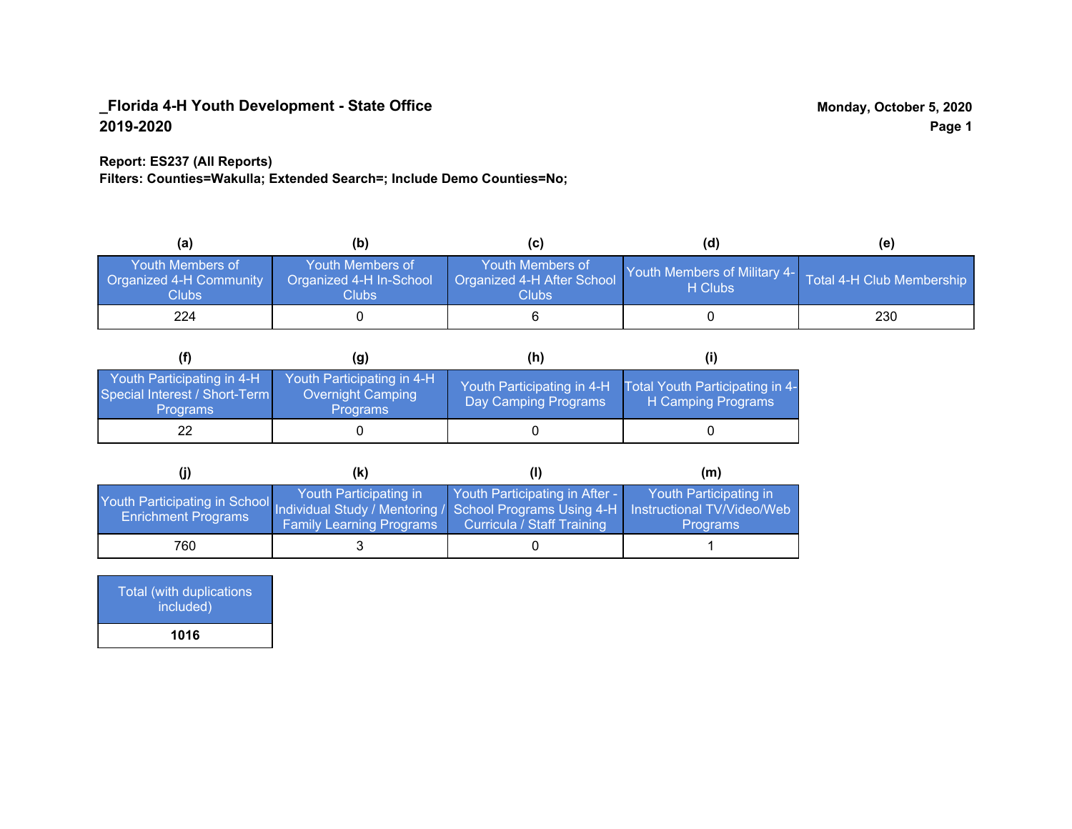**_Florida 4-H Youth Development - State Office**
**2019-2020**

**Monday, October 5, 2020**
**Page 1**

**Report: ES237 (All Reports)**
**Filters: Counties=Wakulla; Extended Search=; Include Demo Counties=No;**

| (a) | (b) | (c) | (d) | (e) |
|---|---|---|---|---|
| Youth Members of Organized 4-H Community Clubs | Youth Members of Organized 4-H In-School Clubs | Youth Members of Organized 4-H After School Clubs | Youth Members of Military 4-H Clubs | Total 4-H Club Membership |
| 224 | 0 | 6 | 0 | 230 |

| (f) | (g) | (h) | (i) |
|---|---|---|---|
| Youth Participating in 4-H Special Interest / Short-Term Programs | Youth Participating in 4-H Overnight Camping Programs | Youth Participating in 4-H Day Camping Programs | Total Youth Participating in 4-H Camping Programs |
| 22 | 0 | 0 | 0 |

| (j) | (k) | (l) | (m) |
|---|---|---|---|
| Youth Participating in School Enrichment Programs | Youth Participating in Individual Study / Mentoring / Family Learning Programs | Youth Participating in After - School Programs Using 4-H Curricula / Staff Training | Youth Participating in Instructional TV/Video/Web Programs |
| 760 | 3 | 0 | 1 |

| Total (with duplications included) |
|---|
| **1016** |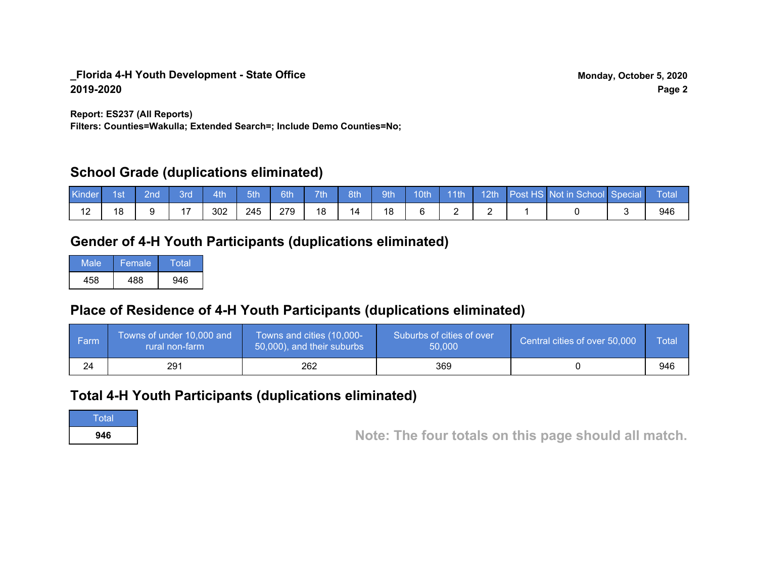**_Florida 4-H Youth Development - State Office**
**2019-2020**

**Monday, October 5, 2020**

**Report: ES237 (All Reports)**
**Filters: Counties=Wakulla; Extended Search=; Include Demo Counties=No;**

## School Grade (duplications eliminated)

| Kinder | 1st | 2nd | 3rd | 4th | 5th | 6th | 7th | 8th | 9th | 10th | 11th | 12th | Post HS | Not in School | Special | Total |
|---|---|---|---|---|---|---|---|---|---|---|---|---|---|---|---|---|
| 12 | 18 | 9 | 17 | 302 | 245 | 279 | 18 | 14 | 18 | 6 | 2 | 2 | 1 | 0 | 3 | 946 |

## Gender of 4-H Youth Participants (duplications eliminated)

| Male | Female | Total |
|---|---|---|
| 458 | 488 | 946 |

## Place of Residence of 4-H Youth Participants (duplications eliminated)

| Farm | Towns of under 10,000 and rural non-farm | Towns and cities (10,000-50,000), and their suburbs | Suburbs of cities of over 50,000 | Central cities of over 50,000 | Total |
|---|---|---|---|---|---|
| 24 | 291 | 262 | 369 | 0 | 946 |

## Total 4-H Youth Participants (duplications eliminated)

| Total |
|---|
| **946** |

**Note: The four totals on this page should all match.**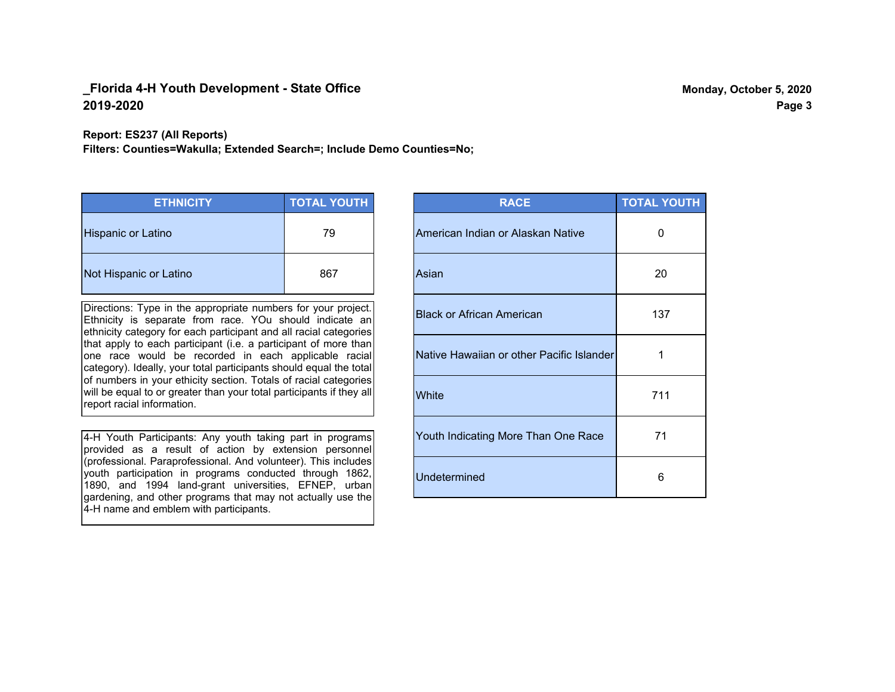**_Florida 4-H Youth Development - State Office**
**2019-2020**

**Monday, October 5, 2020**

**Report: ES237 (All Reports)**
**Filters: Counties=Wakulla; Extended Search=; Include Demo Counties=No;**

| ETHNICITY | TOTAL YOUTH |
|---|---|
| Hispanic or Latino | 79 |
| Not Hispanic or Latino | 867 |

Directions: Type in the appropriate numbers for your project. Ethnicity is separate from race. YOu should indicate an ethnicity category for each participant and all racial categories that apply to each participant (i.e. a participant of more than one race would be recorded in each applicable racial category). Ideally, your total participants should equal the total of numbers in your ethicity section. Totals of racial categories will be equal to or greater than your total participants if they all report racial information.

4-H Youth Participants: Any youth taking part in programs provided as a result of action by extension personnel (professional. Paraprofessional. And volunteer). This includes youth participation in programs conducted through 1862, 1890, and 1994 land-grant universities, EFNEP, urban gardening, and other programs that may not actually use the 4-H name and emblem with participants.

| RACE | TOTAL YOUTH |
|---|---|
| American Indian or Alaskan Native | 0 |
| Asian | 20 |
| Black or African American | 137 |
| Native Hawaiian or other Pacific Islander | 1 |
| White | 711 |
| Youth Indicating More Than One Race | 71 |
| Undetermined | 6 |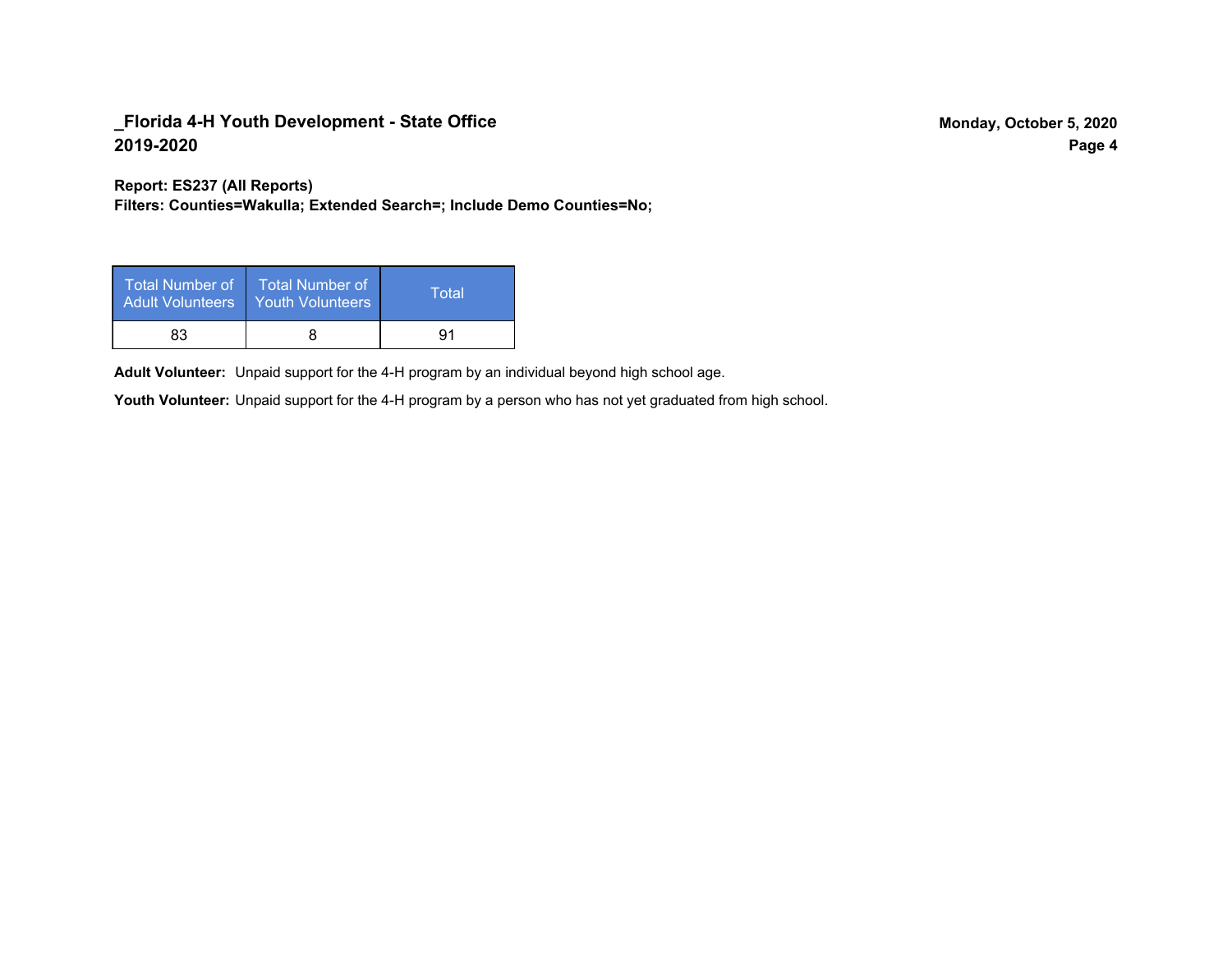**_Florida 4-H Youth Development - State Office**
**2019-2020**

**Monday, October 5, 2020**

**Report: ES237 (All Reports)**
**Filters: Counties=Wakulla; Extended Search=; Include Demo Counties=No;**

| Total Number of Adult Volunteers | Total Number of Youth Volunteers | Total |
|---|---|---|
| 83 | 8 | 91 |

**Adult Volunteer:** Unpaid support for the 4-H program by an individual beyond high school age.

**Youth Volunteer:** Unpaid support for the 4-H program by a person who has not yet graduated from high school.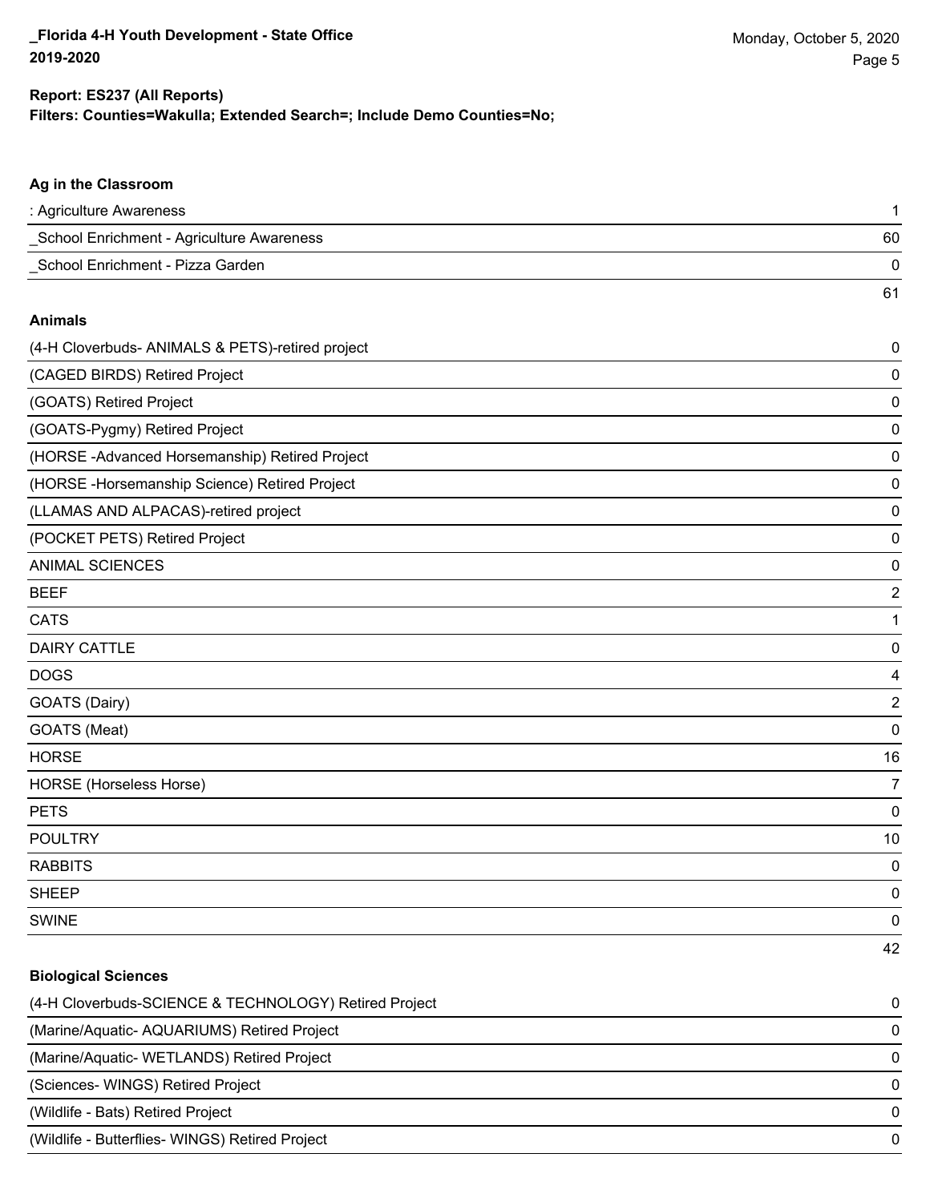**Report: ES237 (All Reports)**
**Filters: Counties=Wakulla; Extended Search=; Include Demo Counties=No;**

### Ag in the Classroom

| | |
|---|---|
| : Agriculture Awareness | 1 |
| _School Enrichment - Agriculture Awareness | 60 |
| _School Enrichment - Pizza Garden | 0 |
| | 61 |

### Animals

| | |
|---|---|
| (4-H Cloverbuds- ANIMALS & PETS)-retired project | 0 |
| (CAGED BIRDS) Retired Project | 0 |
| (GOATS) Retired Project | 0 |
| (GOATS-Pygmy) Retired Project | 0 |
| (HORSE -Advanced Horsemanship) Retired Project | 0 |
| (HORSE -Horsemanship Science) Retired Project | 0 |
| (LLAMAS AND ALPACAS)-retired project | 0 |
| (POCKET PETS) Retired Project | 0 |
| ANIMAL SCIENCES | 0 |
| BEEF | 2 |
| CATS | 1 |
| DAIRY CATTLE | 0 |
| DOGS | 4 |
| GOATS (Dairy) | 2 |
| GOATS (Meat) | 0 |
| HORSE | 16 |
| HORSE (Horseless Horse) | 7 |
| PETS | 0 |
| POULTRY | 10 |
| RABBITS | 0 |
| SHEEP | 0 |
| SWINE | 0 |
| | 42 |

### Biological Sciences

| | |
|---|---|
| (4-H Cloverbuds-SCIENCE & TECHNOLOGY) Retired Project | 0 |
| (Marine/Aquatic- AQUARIUMS) Retired Project | 0 |
| (Marine/Aquatic- WETLANDS) Retired Project | 0 |
| (Sciences- WINGS) Retired Project | 0 |
| (Wildlife - Bats) Retired Project | 0 |
| (Wildlife - Butterflies- WINGS) Retired Project | 0 |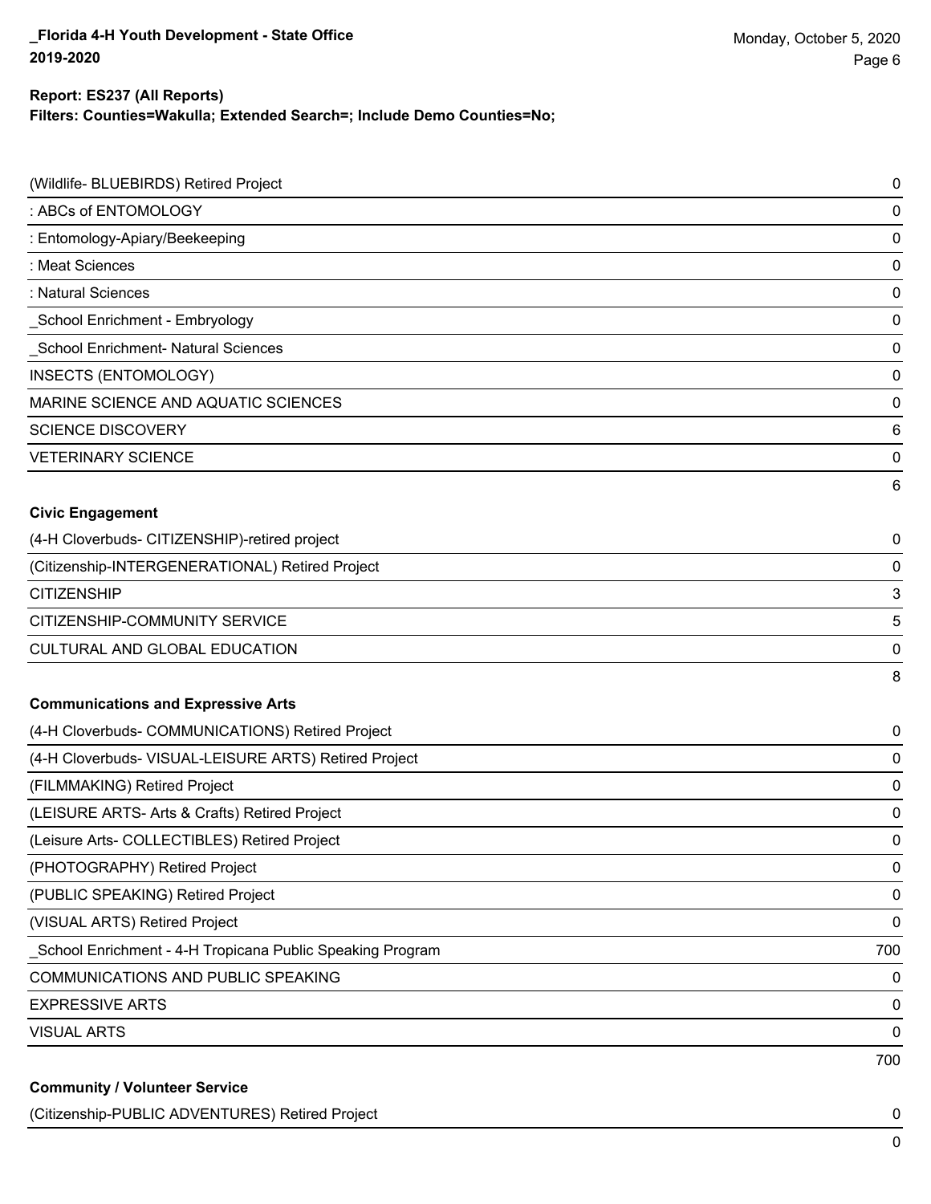**Report: ES237 (All Reports)**
**Filters: Counties=Wakulla; Extended Search=; Include Demo Counties=No;**

| Project | Count |
|---|---|
| (Wildlife- BLUEBIRDS) Retired Project | 0 |
| : ABCs of ENTOMOLOGY | 0 |
| : Entomology-Apiary/Beekeeping | 0 |
| : Meat Sciences | 0 |
| : Natural Sciences | 0 |
| _School Enrichment - Embryology | 0 |
| _School Enrichment- Natural Sciences | 0 |
| INSECTS (ENTOMOLOGY) | 0 |
| MARINE SCIENCE AND AQUATIC SCIENCES | 0 |
| SCIENCE DISCOVERY | 6 |
| VETERINARY SCIENCE | 0 |
| | 6 |

**Civic Engagement**

| Project | Count |
|---|---|
| (4-H Cloverbuds- CITIZENSHIP)-retired project | 0 |
| (Citizenship-INTERGENERATIONAL) Retired Project | 0 |
| CITIZENSHIP | 3 |
| CITIZENSHIP-COMMUNITY SERVICE | 5 |
| CULTURAL AND GLOBAL EDUCATION | 0 |
| | 8 |

**Communications and Expressive Arts**

| Project | Count |
|---|---|
| (4-H Cloverbuds- COMMUNICATIONS) Retired Project | 0 |
| (4-H Cloverbuds- VISUAL-LEISURE ARTS) Retired Project | 0 |
| (FILMMAKING) Retired Project | 0 |
| (LEISURE ARTS- Arts & Crafts) Retired Project | 0 |
| (Leisure Arts- COLLECTIBLES) Retired Project | 0 |
| (PHOTOGRAPHY) Retired Project | 0 |
| (PUBLIC SPEAKING) Retired Project | 0 |
| (VISUAL ARTS) Retired Project | 0 |
| _School Enrichment - 4-H Tropicana Public Speaking Program | 700 |
| COMMUNICATIONS AND PUBLIC SPEAKING | 0 |
| EXPRESSIVE ARTS | 0 |
| VISUAL ARTS | 0 |
| | 700 |

**Community / Volunteer Service**

| Project | Count |
|---|---|
| (Citizenship-PUBLIC ADVENTURES) Retired Project | 0 |
| | 0 |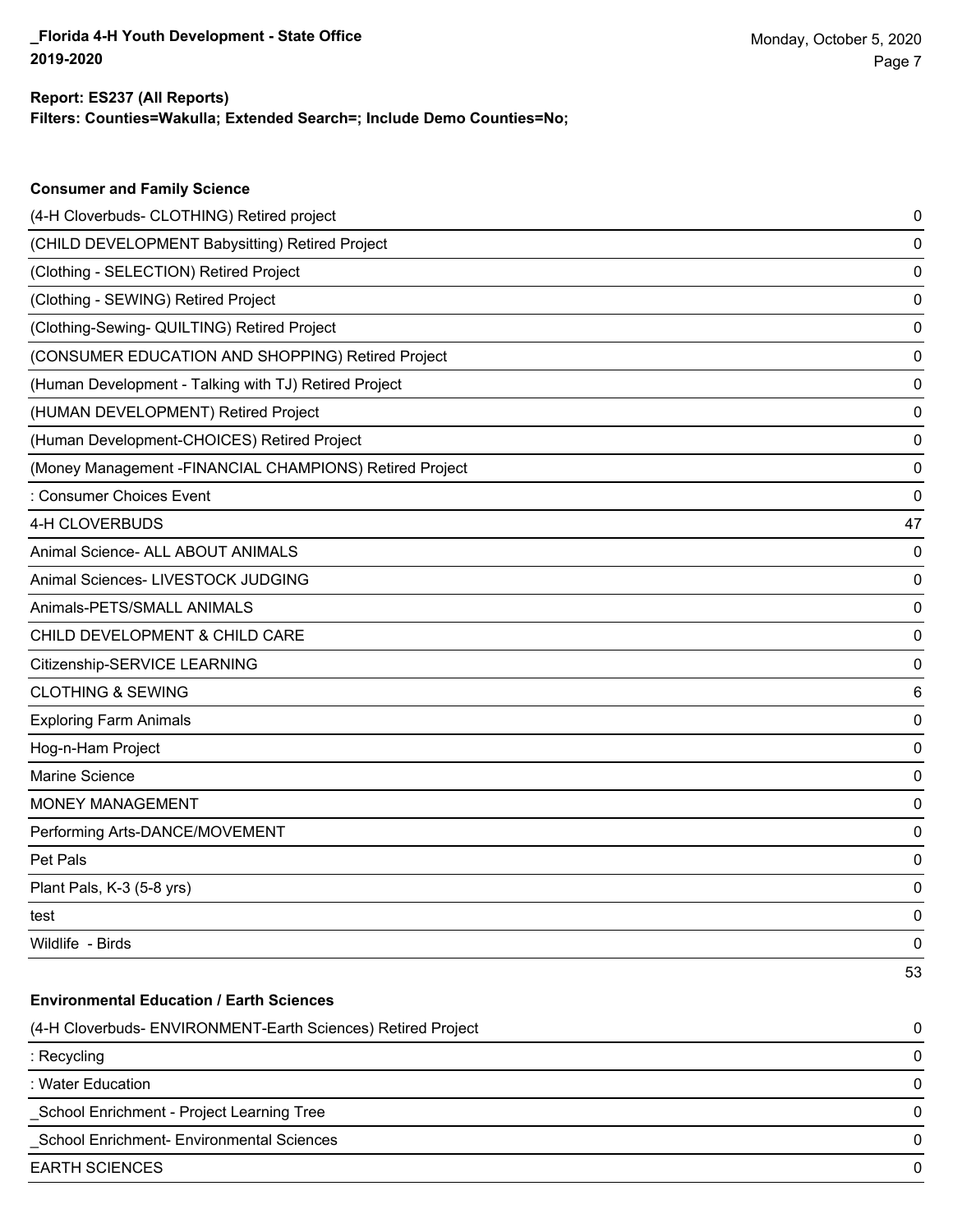**Report: ES237 (All Reports)**
**Filters: Counties=Wakulla; Extended Search=; Include Demo Counties=No;**

### Consumer and Family Science

| | |
|---|---|
| (4-H Cloverbuds- CLOTHING) Retired project | 0 |
| (CHILD DEVELOPMENT Babysitting) Retired Project | 0 |
| (Clothing - SELECTION) Retired Project | 0 |
| (Clothing - SEWING) Retired Project | 0 |
| (Clothing-Sewing- QUILTING) Retired Project | 0 |
| (CONSUMER EDUCATION AND SHOPPING) Retired Project | 0 |
| (Human Development - Talking with TJ) Retired Project | 0 |
| (HUMAN DEVELOPMENT) Retired Project | 0 |
| (Human Development-CHOICES) Retired Project | 0 |
| (Money Management -FINANCIAL CHAMPIONS) Retired Project | 0 |
| : Consumer Choices Event | 0 |
| 4-H CLOVERBUDS | 47 |
| Animal Science- ALL ABOUT ANIMALS | 0 |
| Animal Sciences- LIVESTOCK JUDGING | 0 |
| Animals-PETS/SMALL ANIMALS | 0 |
| CHILD DEVELOPMENT & CHILD CARE | 0 |
| Citizenship-SERVICE LEARNING | 0 |
| CLOTHING & SEWING | 6 |
| Exploring Farm Animals | 0 |
| Hog-n-Ham Project | 0 |
| Marine Science | 0 |
| MONEY MANAGEMENT | 0 |
| Performing Arts-DANCE/MOVEMENT | 0 |
| Pet Pals | 0 |
| Plant Pals, K-3 (5-8 yrs) | 0 |
| test | 0 |
| Wildlife - Birds | 0 |
| | 53 |

### Environmental Education / Earth Sciences

| | |
|---|---|
| (4-H Cloverbuds- ENVIRONMENT-Earth Sciences) Retired Project | 0 |
| : Recycling | 0 |
| : Water Education | 0 |
| _School Enrichment - Project Learning Tree | 0 |
| _School Enrichment- Environmental Sciences | 0 |
| EARTH SCIENCES | 0 |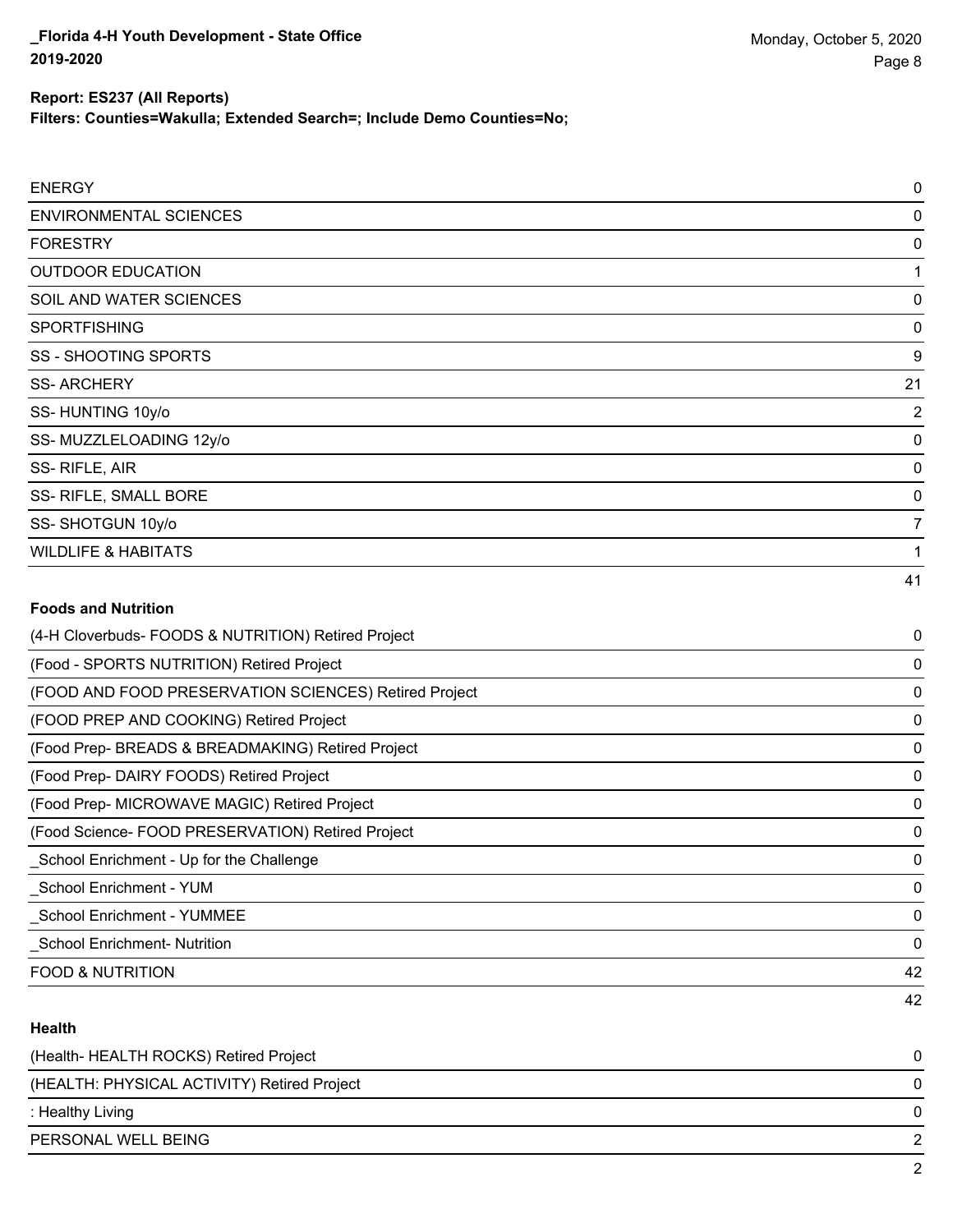| | |
|---|---|
| ENERGY | 0 |
| ENVIRONMENTAL SCIENCES | 0 |
| FORESTRY | 0 |
| OUTDOOR EDUCATION | 1 |
| SOIL AND WATER SCIENCES | 0 |
| SPORTFISHING | 0 |
| SS - SHOOTING SPORTS | 9 |
| SS- ARCHERY | 21 |
| SS- HUNTING 10y/o | 2 |
| SS- MUZZLELOADING 12y/o | 0 |
| SS- RIFLE, AIR | 0 |
| SS- RIFLE, SMALL BORE | 0 |
| SS- SHOTGUN 10y/o | 7 |
| WILDLIFE & HABITATS | 1 |
| | 41 |

**Foods and Nutrition**

| | |
|---|---|
| (4-H Cloverbuds- FOODS & NUTRITION) Retired Project | 0 |
| (Food - SPORTS NUTRITION) Retired Project | 0 |
| (FOOD AND FOOD PRESERVATION SCIENCES) Retired Project | 0 |
| (FOOD PREP AND COOKING) Retired Project | 0 |
| (Food Prep- BREADS & BREADMAKING) Retired Project | 0 |
| (Food Prep- DAIRY FOODS) Retired Project | 0 |
| (Food Prep- MICROWAVE MAGIC) Retired Project | 0 |
| (Food Science- FOOD PRESERVATION) Retired Project | 0 |
| _School Enrichment - Up for the Challenge | 0 |
| _School Enrichment - YUM | 0 |
| _School Enrichment - YUMMEE | 0 |
| _School Enrichment- Nutrition | 0 |
| FOOD & NUTRITION | 42 |
| | 42 |

**Health**

| | |
|---|---|
| (Health- HEALTH ROCKS) Retired Project | 0 |
| (HEALTH: PHYSICAL ACTIVITY) Retired Project | 0 |
| : Healthy Living | 0 |
| PERSONAL WELL BEING | 2 |
| | 2 |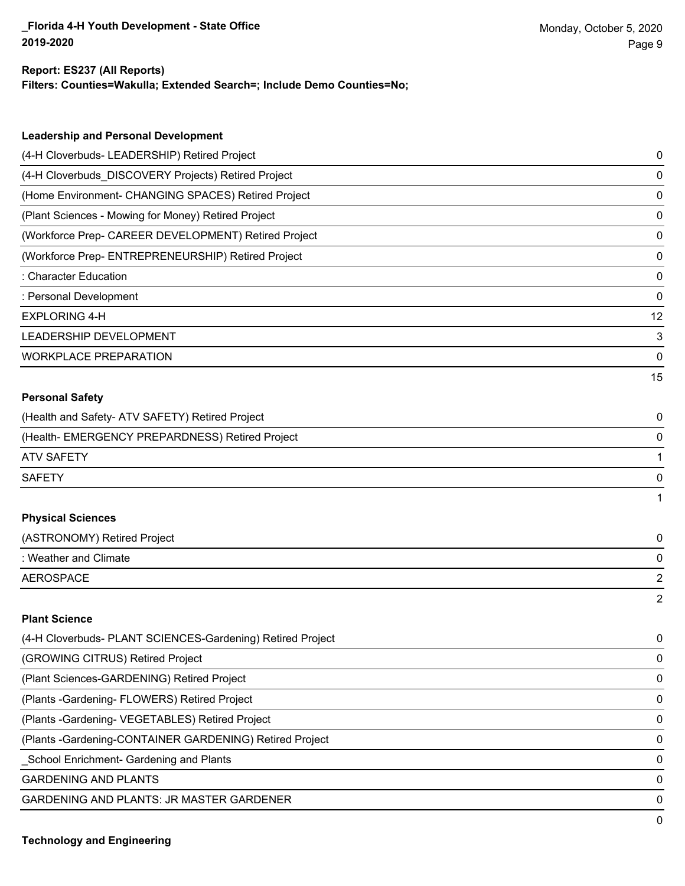**Report: ES237 (All Reports)**
**Filters: Counties=Wakulla; Extended Search=; Include Demo Counties=No;**

### Leadership and Personal Development

| | |
|---|---|
| (4-H Cloverbuds- LEADERSHIP) Retired Project | 0 |
| (4-H Cloverbuds_DISCOVERY Projects) Retired Project | 0 |
| (Home Environment- CHANGING SPACES) Retired Project | 0 |
| (Plant Sciences - Mowing for Money) Retired Project | 0 |
| (Workforce Prep- CAREER DEVELOPMENT) Retired Project | 0 |
| (Workforce Prep- ENTREPRENEURSHIP) Retired Project | 0 |
| : Character Education | 0 |
| : Personal Development | 0 |
| EXPLORING 4-H | 12 |
| LEADERSHIP DEVELOPMENT | 3 |
| WORKPLACE PREPARATION | 0 |
| | 15 |

### Personal Safety

| | |
|---|---|
| (Health and Safety- ATV SAFETY) Retired Project | 0 |
| (Health- EMERGENCY PREPARDNESS) Retired Project | 0 |
| ATV SAFETY | 1 |
| SAFETY | 0 |
| | 1 |

### Physical Sciences

| | |
|---|---|
| (ASTRONOMY) Retired Project | 0 |
| : Weather and Climate | 0 |
| AEROSPACE | 2 |
| | 2 |

### Plant Science

| | |
|---|---|
| (4-H Cloverbuds- PLANT SCIENCES-Gardening) Retired Project | 0 |
| (GROWING CITRUS) Retired Project | 0 |
| (Plant Sciences-GARDENING) Retired Project | 0 |
| (Plants -Gardening- FLOWERS) Retired Project | 0 |
| (Plants -Gardening- VEGETABLES) Retired Project | 0 |
| (Plants -Gardening-CONTAINER GARDENING) Retired Project | 0 |
| _School Enrichment- Gardening and Plants | 0 |
| GARDENING AND PLANTS | 0 |
| GARDENING AND PLANTS: JR MASTER GARDENER | 0 |
| | 0 |

### Technology and Engineering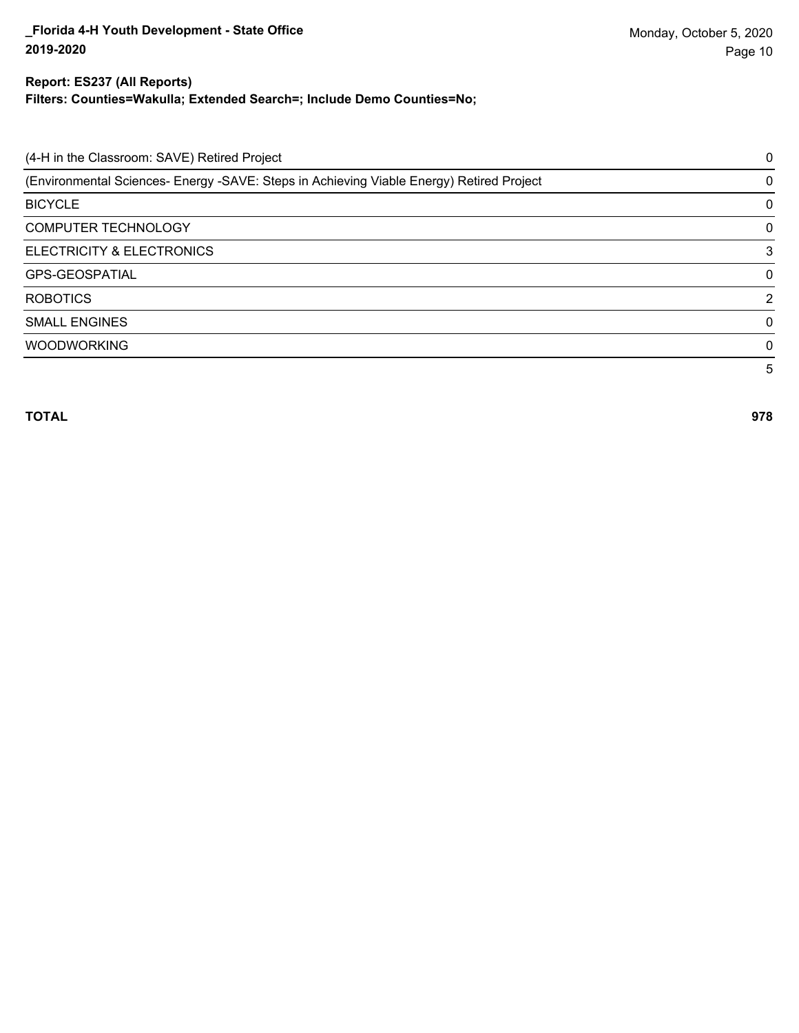**Report: ES237 (All Reports)**
**Filters: Counties=Wakulla; Extended Search=; Include Demo Counties=No;**

| | |
|---|---|
| (4-H in the Classroom: SAVE) Retired Project | 0 |
| (Environmental Sciences- Energy -SAVE: Steps in Achieving Viable Energy) Retired Project | 0 |
| BICYCLE | 0 |
| COMPUTER TECHNOLOGY | 0 |
| ELECTRICITY & ELECTRONICS | 3 |
| GPS-GEOSPATIAL | 0 |
| ROBOTICS | 2 |
| SMALL ENGINES | 0 |
| WOODWORKING | 0 |
| | 5 |

**TOTAL** **978**